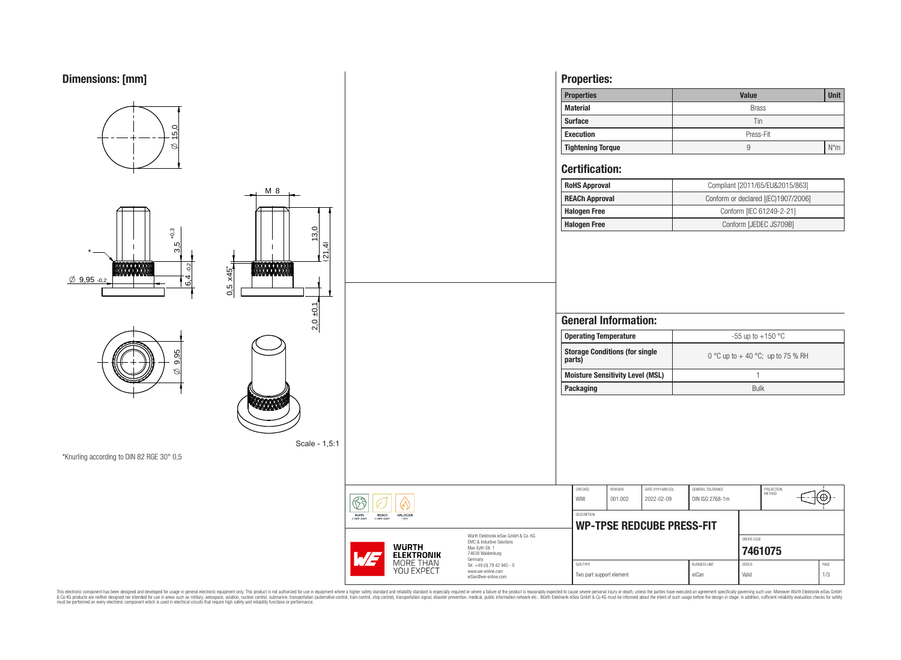## Dimensions: [mm]

Ø 15,0

M 8

13,0

(21,4)

3,5 +0,3

6,4 -0,2

Ø 9,95 -0,2

0,5 x45°

2,0 ±0,1

Ø 9,95

Scale - 1,5:1

*Knurling according to DIN 82 RGE 30° 0,5

## Properties:

| Properties | Value | Unit |
|---|---|---|
| Material | Brass | |
| Surface | Tin | |
| Execution | Press-Fit | |
| Tightening Torque | 9 | N*m |

## Certification:

| | |
|---|---|
| RoHS Approval | Compliant [2011/65/EU&2015/863] |
| REACh Approval | Conform or declared [(EC)1907/2006] |
| Halogen Free | Conform [IEC 61249-2-21] |
| Halogen Free | Conform [JEDEC JS709B] |

## General Information:

| | |
|---|---|
| Operating Temperature | -55 up to +150 °C |
| Storage Conditions (for single parts) | 0 °C up to + 40 °C; up to 75 % RH |
| Moisture Sensitivity Level (MSL) | 1 |
| Packaging | Bulk |

| CHECKED | REVISION | DATE (YYYY-MM-DD) | GENERAL TOLERANCE | PROJECTION METHOD |
|---|---|---|---|---|
| WIW | 001.002 | 2022-02-09 | DIN ISO 2768-1m | |

DESCRIPTION: **WP-TPSE REDCUBE PRESS-FIT**

ORDER CODE: **7461075**

| SIZE/TYPE | BUSINESS UNIT | STATUS | PAGE |
|---|---|---|---|
| Two part support element | eiCan | Valid | 1/3 |

RoHS COMPLIANT · REACh COMPLIANT · HALOGEN FREE

WÜRTH ELEKTRONIK MORE THAN YOU EXPECT

Würth Elektronik eiSos GmbH & Co. KG
EMC & Inductive Solutions
Max-Eyth-Str. 1
74638 Waldenburg
Germany
Tel. +49 (0) 79 42 945 - 0
www.we-online.com
eiSos@we-online.com

This electronic component has been designed and developed for usage in general electronic equipment only. This product is not authorized for use in equipment where a higher safety standard and reliability standard is especially required or where a failure of the product is reasonably expected to cause severe personal injury or death, unless the parties have executed an agreement specifically governing such use. Moreover Würth Elektronik eiSos GmbH & Co KG products are neither designed nor intended for use in areas such as military, aerospace, aviation, nuclear control, submarine, transportation (automotive control, train control, ship control), transportation signal, disaster prevention, medical, public information network etc.. Würth Elektronik eiSos GmbH & Co KG must be informed about the intent of such usage before the design-in stage. In addition, sufficient reliability evaluation checks for safety must be performed on every electronic component which is used in electrical circuits that require high safety and reliability functions or performance.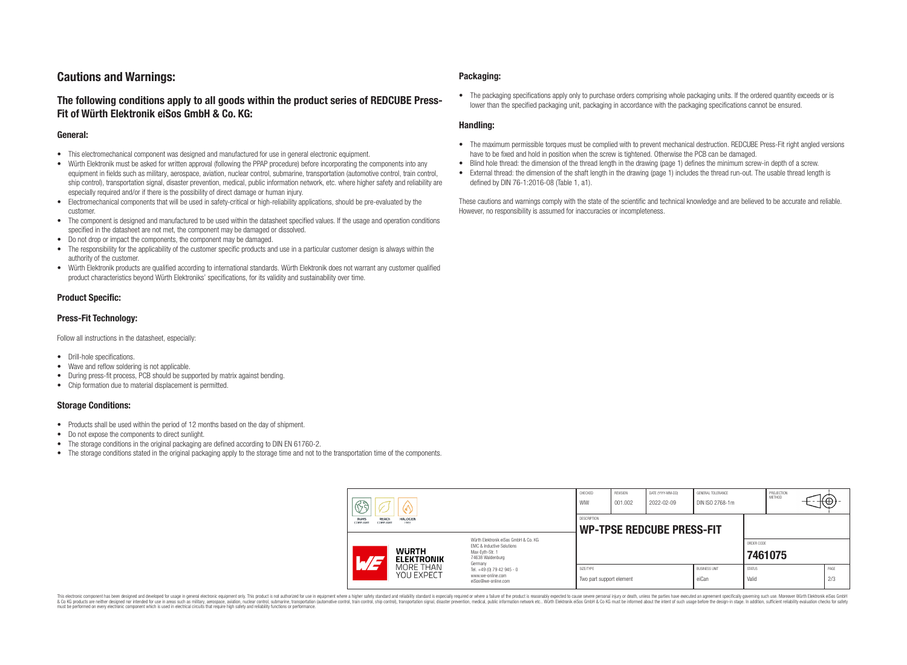# Cautions and Warnings:

## The following conditions apply to all goods within the product series of REDCUBE Press-Fit of Würth Elektronik eiSos GmbH & Co. KG:

### General:

- This electromechanical component was designed and manufactured for use in general electronic equipment.
- Würth Elektronik must be asked for written approval (following the PPAP procedure) before incorporating the components into any equipment in fields such as military, aerospace, aviation, nuclear control, submarine, transportation (automotive control, train control, ship control), transportation signal, disaster prevention, medical, public information network, etc. where higher safety and reliability are especially required and/or if there is the possibility of direct damage or human injury.
- Electromechanical components that will be used in safety-critical or high-reliability applications, should be pre-evaluated by the customer.
- The component is designed and manufactured to be used within the datasheet specified values. If the usage and operation conditions specified in the datasheet are not met, the component may be damaged or dissolved.
- Do not drop or impact the components, the component may be damaged.
- The responsibility for the applicability of the customer specific products and use in a particular customer design is always within the authority of the customer.
- Würth Elektronik products are qualified according to international standards. Würth Elektronik does not warrant any customer qualified product characteristics beyond Würth Elektroniks' specifications, for its validity and sustainability over time.

### Product Specific:

### Press-Fit Technology:

Follow all instructions in the datasheet, especially:

- Drill-hole specifications.
- Wave and reflow soldering is not applicable.
- During press-fit process, PCB should be supported by matrix against bending.
- Chip formation due to material displacement is permitted.

### Storage Conditions:

- Products shall be used within the period of 12 months based on the day of shipment.
- Do not expose the components to direct sunlight.
- The storage conditions in the original packaging are defined according to DIN EN 61760-2.
- The storage conditions stated in the original packaging apply to the storage time and not to the transportation time of the components.

### Packaging:

- The packaging specifications apply only to purchase orders comprising whole packaging units. If the ordered quantity exceeds or is lower than the specified packaging unit, packaging in accordance with the packaging specifications cannot be ensured.

### Handling:

- The maximum permissible torques must be complied with to prevent mechanical destruction. REDCUBE Press-Fit right angled versions have to be fixed and hold in position when the screw is tightened. Otherwise the PCB can be damaged.
- Blind hole thread: the dimension of the thread length in the drawing (page 1) defines the minimum screw-in depth of a screw.
- External thread: the dimension of the shaft length in the drawing (page 1) includes the thread run-out. The usable thread length is defined by DIN 76-1:2016-08 (Table 1, a1).

These cautions and warnings comply with the state of the scientific and technical knowledge and are believed to be accurate and reliable. However, no responsibility is assumed for inaccuracies or incompleteness.

| CHECKED | REVISION | DATE (YYYY-MM-DD) | GENERAL TOLERANCE | PROJECTION METHOD |
|---|---|---|---|---|
| WIW | 001.002 | 2022-02-09 | DIN ISO 2768-1m | |

DESCRIPTION: **WP-TPSE REDCUBE PRESS-FIT**

Würth Elektronik eiSos GmbH & Co. KG
EMC & Inductive Solutions
Max-Eyth-Str. 1
74638 Waldenburg
Germany
Tel. +49 (0) 79 42 945 - 0
www.we-online.com
eiSos@we-online.com

| SIZE/TYPE | BUSINESS UNIT | ORDER CODE | STATUS |
|---|---|---|---|
| Two part support element | eiCan | 7461075 | Valid |

This electronic component has been designed and developed for usage in general electronic equipment only. This product is not authorized for use in equipment where a higher safety standard and reliability standard is especially required or where a failure of the product is reasonably expected to cause severe personal injury or death, unless the parties have executed an agreement specifically governing such use. Moreover Würth Elektronik eiSos GmbH & Co KG products are neither designed nor intended for use in areas such as military, aerospace, aviation, nuclear control, submarine, transportation (automotive control, train control, ship control), transportation signal, disaster prevention, medical, public information network etc.. Würth Elektronik eiSos GmbH & Co KG must be informed about the intent of such usage before the design-in stage. In addition, sufficient reliability evaluation checks for safety must be performed on every electronic component which is used in electrical circuits that require high safety and reliability functions or performance.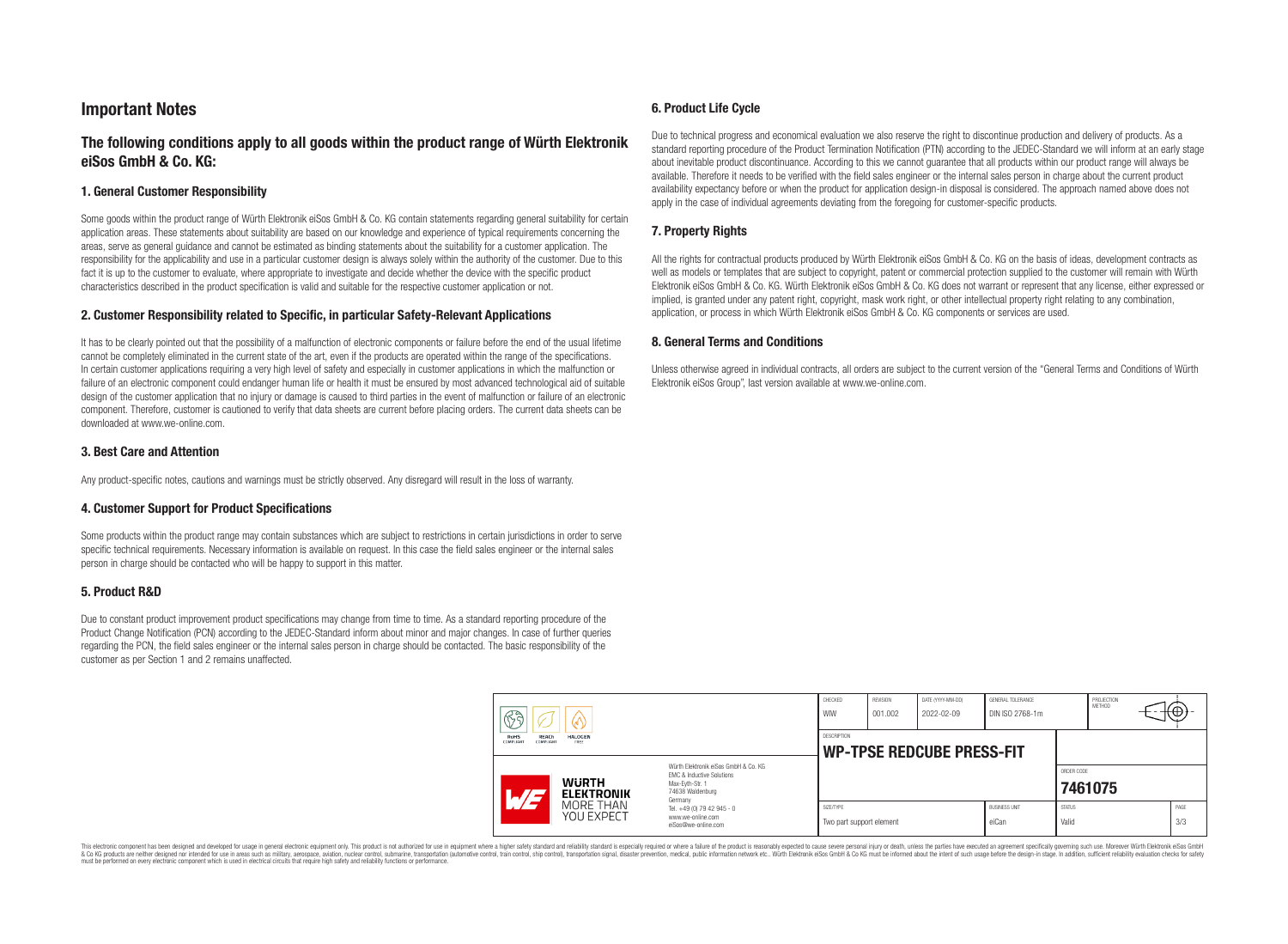# Important Notes

## The following conditions apply to all goods within the product range of Würth Elektronik eiSos GmbH & Co. KG:

### 1. General Customer Responsibility

Some goods within the product range of Würth Elektronik eiSos GmbH & Co. KG contain statements regarding general suitability for certain application areas. These statements about suitability are based on our knowledge and experience of typical requirements concerning the areas, serve as general guidance and cannot be estimated as binding statements about the suitability for a customer application. The responsibility for the applicability and use in a particular customer design is always solely within the authority of the customer. Due to this fact it is up to the customer to evaluate, where appropriate to investigate and decide whether the device with the specific product characteristics described in the product specification is valid and suitable for the respective customer application or not.

### 2. Customer Responsibility related to Specific, in particular Safety-Relevant Applications

It has to be clearly pointed out that the possibility of a malfunction of electronic components or failure before the end of the usual lifetime cannot be completely eliminated in the current state of the art, even if the products are operated within the range of the specifications. In certain customer applications requiring a very high level of safety and especially in customer applications in which the malfunction or failure of an electronic component could endanger human life or health it must be ensured by most advanced technological aid of suitable design of the customer application that no injury or damage is caused to third parties in the event of malfunction or failure of an electronic component. Therefore, customer is cautioned to verify that data sheets are current before placing orders. The current data sheets can be downloaded at www.we-online.com.

### 3. Best Care and Attention

Any product-specific notes, cautions and warnings must be strictly observed. Any disregard will result in the loss of warranty.

### 4. Customer Support for Product Specifications

Some products within the product range may contain substances which are subject to restrictions in certain jurisdictions in order to serve specific technical requirements. Necessary information is available on request. In this case the field sales engineer or the internal sales person in charge should be contacted who will be happy to support in this matter.

### 5. Product R&D

Due to constant product improvement product specifications may change from time to time. As a standard reporting procedure of the Product Change Notification (PCN) according to the JEDEC-Standard inform about minor and major changes. In case of further queries regarding the PCN, the field sales engineer or the internal sales person in charge should be contacted. The basic responsibility of the customer as per Section 1 and 2 remains unaffected.

### 6. Product Life Cycle

Due to technical progress and economical evaluation we also reserve the right to discontinue production and delivery of products. As a standard reporting procedure of the Product Termination Notification (PTN) according to the JEDEC-Standard we will inform at an early stage about inevitable product discontinuance. According to this we cannot guarantee that all products within our product range will always be available. Therefore it needs to be verified with the field sales engineer or the internal sales person in charge about the current product availability expectancy before or when the product for application design-in disposal is considered. The approach named above does not apply in the case of individual agreements deviating from the foregoing for customer-specific products.

### 7. Property Rights

All the rights for contractual products produced by Würth Elektronik eiSos GmbH & Co. KG on the basis of ideas, development contracts as well as models or templates that are subject to copyright, patent or commercial protection supplied to the customer will remain with Würth Elektronik eiSos GmbH & Co. KG. Würth Elektronik eiSos GmbH & Co. KG does not warrant or represent that any license, either expressed or implied, is granted under any patent right, copyright, mask work right, or other intellectual property right relating to any combination, application, or process in which Würth Elektronik eiSos GmbH & Co. KG components or services are used.

### 8. General Terms and Conditions

Unless otherwise agreed in individual contracts, all orders are subject to the current version of the "General Terms and Conditions of Würth Elektronik eiSos Group", last version available at www.we-online.com.

| CHECKED | REVISION | DATE (YYYY-MM-DD) | GENERAL TOLERANCE | PROJECTION METHOD |
|---|---|---|---|---|
| WIW | 001.002 | 2022-02-09 | DIN ISO 2768-1m | |

DESCRIPTION: **WP-TPSE REDCUBE PRESS-FIT**

ORDER CODE: **7461075**

| SIZE/TYPE | BUSINESS UNIT | STATUS | PAGE |
|---|---|---|---|
| Two part support element | eiCan | Valid | 3/3 |

Würth Elektronik eiSos GmbH & Co. KG
EMC & Inductive Solutions
Max-Eyth-Str. 1
74638 Waldenburg
Germany
Tel. +49 (0) 79 42 945 - 0
www.we-online.com
eiSos@we-online.com

This electronic component has been designed and developed for usage in general electronic equipment only. This product is not authorized for use in equipment where a higher safety standard and reliability standard is especially required or where a failure of the product is reasonably expected to cause severe personal injury or death, unless the parties have executed an agreement specifically governing such use. Moreover Würth Elektronik eiSos GmbH & Co KG products are neither designed nor intended for use in areas such as military, aerospace, aviation, nuclear control, submarine, transportation (automotive control, train control, ship control), transportation signal, disaster prevention, medical, public information network etc.. Würth Elektronik eiSos GmbH & Co KG must be informed about the intent of such usage before the design-in stage. In addition, sufficient reliability evaluation checks for safety must be performed on every electronic component which is used in electrical circuits that require high safety and reliability functions or performance.